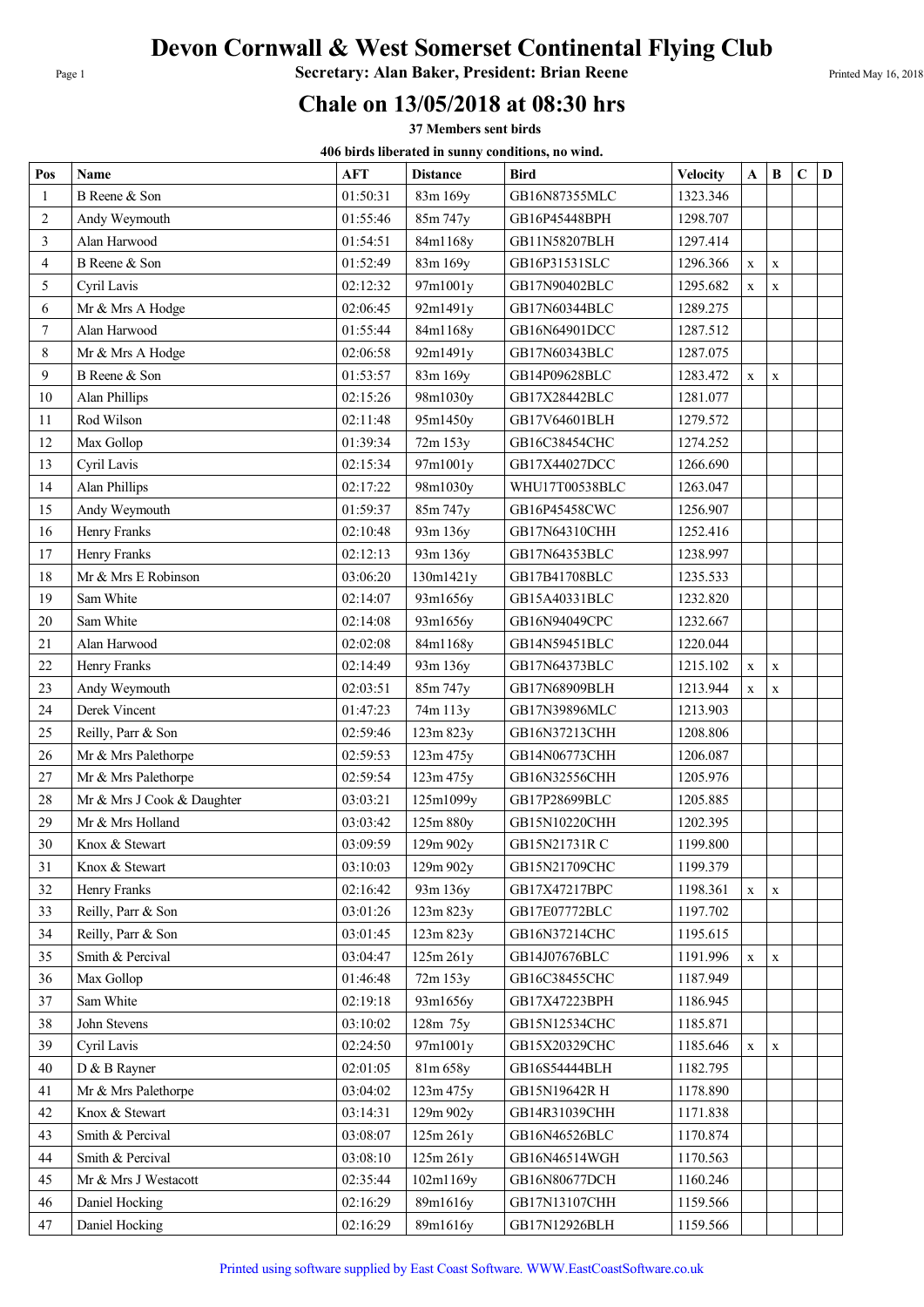# Devon Cornwall & West Somerset Continental Flying Club

**Secretary: Alan Baker, President: Brian Reene**

## Chale on 13/05/2018 at 08:30 hrs

**37 Members sent birds**

**406 birds liberated in sunny conditions, no wind.**

| Pos | Name | AFT | Distance | Bird | Velocity | A | B | C | D |
|---|---|---|---|---|---|---|---|---|---|
| 1 | B Reene & Son | 01:50:31 | 83m 169y | GB16N87355MLC | 1323.346 | | | | |
| 2 | Andy Weymouth | 01:55:46 | 85m 747y | GB16P45448BPH | 1298.707 | | | | |
| 3 | Alan Harwood | 01:54:51 | 84m1168y | GB11N58207BLH | 1297.414 | | | | |
| 4 | B Reene & Son | 01:52:49 | 83m 169y | GB16P31531SLC | 1296.366 | x | x | | |
| 5 | Cyril Lavis | 02:12:32 | 97m1001y | GB17N90402BLC | 1295.682 | x | x | | |
| 6 | Mr & Mrs A Hodge | 02:06:45 | 92m1491y | GB17N60344BLC | 1289.275 | | | | |
| 7 | Alan Harwood | 01:55:44 | 84m1168y | GB16N64901DCC | 1287.512 | | | | |
| 8 | Mr & Mrs A Hodge | 02:06:58 | 92m1491y | GB17N60343BLC | 1287.075 | | | | |
| 9 | B Reene & Son | 01:53:57 | 83m 169y | GB14P09628BLC | 1283.472 | x | x | | |
| 10 | Alan Phillips | 02:15:26 | 98m1030y | GB17X28442BLC | 1281.077 | | | | |
| 11 | Rod Wilson | 02:11:48 | 95m1450y | GB17V64601BLH | 1279.572 | | | | |
| 12 | Max Gollop | 01:39:34 | 72m 153y | GB16C38454CHC | 1274.252 | | | | |
| 13 | Cyril Lavis | 02:15:34 | 97m1001y | GB17X44027DCC | 1266.690 | | | | |
| 14 | Alan Phillips | 02:17:22 | 98m1030y | WHU17T00538BLC | 1263.047 | | | | |
| 15 | Andy Weymouth | 01:59:37 | 85m 747y | GB16P45458CWC | 1256.907 | | | | |
| 16 | Henry Franks | 02:10:48 | 93m 136y | GB17N64310CHH | 1252.416 | | | | |
| 17 | Henry Franks | 02:12:13 | 93m 136y | GB17N64353BLC | 1238.997 | | | | |
| 18 | Mr & Mrs E Robinson | 03:06:20 | 130m1421y | GB17B41708BLC | 1235.533 | | | | |
| 19 | Sam White | 02:14:07 | 93m1656y | GB15A40331BLC | 1232.820 | | | | |
| 20 | Sam White | 02:14:08 | 93m1656y | GB16N94049CPC | 1232.667 | | | | |
| 21 | Alan Harwood | 02:02:08 | 84m1168y | GB14N59451BLC | 1220.044 | | | | |
| 22 | Henry Franks | 02:14:49 | 93m 136y | GB17N64373BLC | 1215.102 | x | x | | |
| 23 | Andy Weymouth | 02:03:51 | 85m 747y | GB17N68909BLH | 1213.944 | x | x | | |
| 24 | Derek Vincent | 01:47:23 | 74m 113y | GB17N39896MLC | 1213.903 | | | | |
| 25 | Reilly, Parr & Son | 02:59:46 | 123m 823y | GB16N37213CHH | 1208.806 | | | | |
| 26 | Mr & Mrs Palethorpe | 02:59:53 | 123m 475y | GB14N06773CHH | 1206.087 | | | | |
| 27 | Mr & Mrs Palethorpe | 02:59:54 | 123m 475y | GB16N32556CHH | 1205.976 | | | | |
| 28 | Mr & Mrs J Cook & Daughter | 03:03:21 | 125m1099y | GB17P28699BLC | 1205.885 | | | | |
| 29 | Mr & Mrs Holland | 03:03:42 | 125m 880y | GB15N10220CHH | 1202.395 | | | | |
| 30 | Knox & Stewart | 03:09:59 | 129m 902y | GB15N21731R C | 1199.800 | | | | |
| 31 | Knox & Stewart | 03:10:03 | 129m 902y | GB15N21709CHC | 1199.379 | | | | |
| 32 | Henry Franks | 02:16:42 | 93m 136y | GB17X47217BPC | 1198.361 | x | x | | |
| 33 | Reilly, Parr & Son | 03:01:26 | 123m 823y | GB17E07772BLC | 1197.702 | | | | |
| 34 | Reilly, Parr & Son | 03:01:45 | 123m 823y | GB16N37214CHC | 1195.615 | | | | |
| 35 | Smith & Percival | 03:04:47 | 125m 261y | GB14J07676BLC | 1191.996 | x | x | | |
| 36 | Max Gollop | 01:46:48 | 72m 153y | GB16C38455CHC | 1187.949 | | | | |
| 37 | Sam White | 02:19:18 | 93m1656y | GB17X47223BPH | 1186.945 | | | | |
| 38 | John Stevens | 03:10:02 | 128m 75y | GB15N12534CHC | 1185.871 | | | | |
| 39 | Cyril Lavis | 02:24:50 | 97m1001y | GB15X20329CHC | 1185.646 | x | x | | |
| 40 | D & B Rayner | 02:01:05 | 81m 658y | GB16S54444BLH | 1182.795 | | | | |
| 41 | Mr & Mrs Palethorpe | 03:04:02 | 123m 475y | GB15N19642R H | 1178.890 | | | | |
| 42 | Knox & Stewart | 03:14:31 | 129m 902y | GB14R31039CHH | 1171.838 | | | | |
| 43 | Smith & Percival | 03:08:07 | 125m 261y | GB16N46526BLC | 1170.874 | | | | |
| 44 | Smith & Percival | 03:08:10 | 125m 261y | GB16N46514WGH | 1170.563 | | | | |
| 45 | Mr & Mrs J Westacott | 02:35:44 | 102m1169y | GB16N80677DCH | 1160.246 | | | | |
| 46 | Daniel Hocking | 02:16:29 | 89m1616y | GB17N13107CHH | 1159.566 | | | | |
| 47 | Daniel Hocking | 02:16:29 | 89m1616y | GB17N12926BLH | 1159.566 | | | | |

Printed using software supplied by East Coast Software. WWW.EastCoastSoftware.co.uk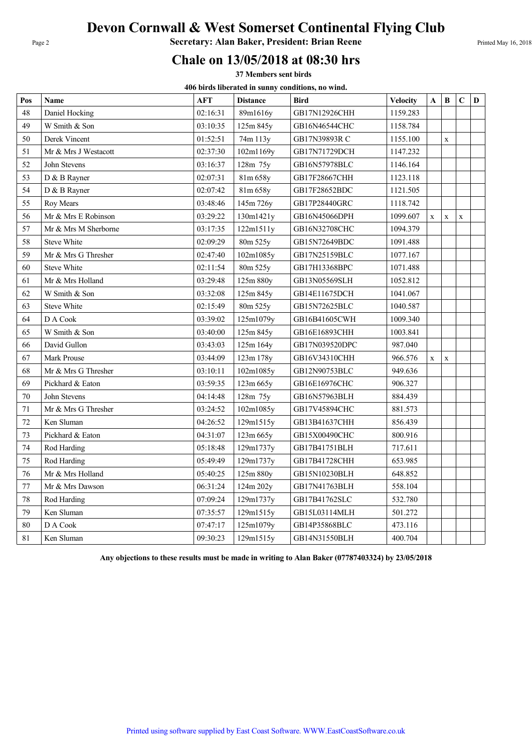# Devon Cornwall & West Somerset Continental Flying Club

**Secretary: Alan Baker, President: Brian Reene**

## Chale on 13/05/2018 at 08:30 hrs

**37 Members sent birds**

**406 birds liberated in sunny conditions, no wind.**

| Pos | Name | AFT | Distance | Bird | Velocity | A | B | C | D |
|---|---|---|---|---|---|---|---|---|---|
| 48 | Daniel Hocking | 02:16:31 | 89m1616y | GB17N12926CHH | 1159.283 | | | | |
| 49 | W Smith & Son | 03:10:35 | 125m 845y | GB16N46544CHC | 1158.784 | | | | |
| 50 | Derek Vincent | 01:52:51 | 74m 113y | GB17N39893R C | 1155.100 | | x | | |
| 51 | Mr & Mrs J Westacott | 02:37:30 | 102m1169y | GB17N71729DCH | 1147.232 | | | | |
| 52 | John Stevens | 03:16:37 | 128m 75y | GB16N57978BLC | 1146.164 | | | | |
| 53 | D & B Rayner | 02:07:31 | 81m 658y | GB17F28667CHH | 1123.118 | | | | |
| 54 | D & B Rayner | 02:07:42 | 81m 658y | GB17F28652BDC | 1121.505 | | | | |
| 55 | Roy Mears | 03:48:46 | 145m 726y | GB17P28440GRC | 1118.742 | | | | |
| 56 | Mr & Mrs E Robinson | 03:29:22 | 130m1421y | GB16N45066DPH | 1099.607 | x | x | x | |
| 57 | Mr & Mrs M Sherborne | 03:17:35 | 122m1511y | GB16N32708CHC | 1094.379 | | | | |
| 58 | Steve White | 02:09:29 | 80m 525y | GB15N72649BDC | 1091.488 | | | | |
| 59 | Mr & Mrs G Thresher | 02:47:40 | 102m1085y | GB17N25159BLC | 1077.167 | | | | |
| 60 | Steve White | 02:11:54 | 80m 525y | GB17H13368BPC | 1071.488 | | | | |
| 61 | Mr & Mrs Holland | 03:29:48 | 125m 880y | GB13N05569SLH | 1052.812 | | | | |
| 62 | W Smith & Son | 03:32:08 | 125m 845y | GB14E11675DCH | 1041.067 | | | | |
| 63 | Steve White | 02:15:49 | 80m 525y | GB15N72625BLC | 1040.587 | | | | |
| 64 | D A Cook | 03:39:02 | 125m1079y | GB16B41605CWH | 1009.340 | | | | |
| 65 | W Smith & Son | 03:40:00 | 125m 845y | GB16E16893CHH | 1003.841 | | | | |
| 66 | David Gullon | 03:43:03 | 125m 164y | GB17N039520DPC | 987.040 | | | | |
| 67 | Mark Prouse | 03:44:09 | 123m 178y | GB16V34310CHH | 966.576 | x | x | | |
| 68 | Mr & Mrs G Thresher | 03:10:11 | 102m1085y | GB12N90753BLC | 949.636 | | | | |
| 69 | Pickhard & Eaton | 03:59:35 | 123m 665y | GB16E16976CHC | 906.327 | | | | |
| 70 | John Stevens | 04:14:48 | 128m 75y | GB16N57963BLH | 884.439 | | | | |
| 71 | Mr & Mrs G Thresher | 03:24:52 | 102m1085y | GB17V45894CHC | 881.573 | | | | |
| 72 | Ken Sluman | 04:26:52 | 129m1515y | GB13B41637CHH | 856.439 | | | | |
| 73 | Pickhard & Eaton | 04:31:07 | 123m 665y | GB15X00490CHC | 800.916 | | | | |
| 74 | Rod Harding | 05:18:48 | 129m1737y | GB17B41751BLH | 717.611 | | | | |
| 75 | Rod Harding | 05:49:49 | 129m1737y | GB17B41728CHH | 653.985 | | | | |
| 76 | Mr & Mrs Holland | 05:40:25 | 125m 880y | GB15N10230BLH | 648.852 | | | | |
| 77 | Mr & Mrs Dawson | 06:31:24 | 124m 202y | GB17N41763BLH | 558.104 | | | | |
| 78 | Rod Harding | 07:09:24 | 129m1737y | GB17B41762SLC | 532.780 | | | | |
| 79 | Ken Sluman | 07:35:57 | 129m1515y | GB15L03114MLH | 501.272 | | | | |
| 80 | D A Cook | 07:47:17 | 125m1079y | GB14P35868BLC | 473.116 | | | | |
| 81 | Ken Sluman | 09:30:23 | 129m1515y | GB14N31550BLH | 400.704 | | | | |

**Any objections to these results must be made in writing to Alan Baker (07787403324) by 23/05/2018**

Printed using software supplied by East Coast Software. WWW.EastCoastSoftware.co.uk